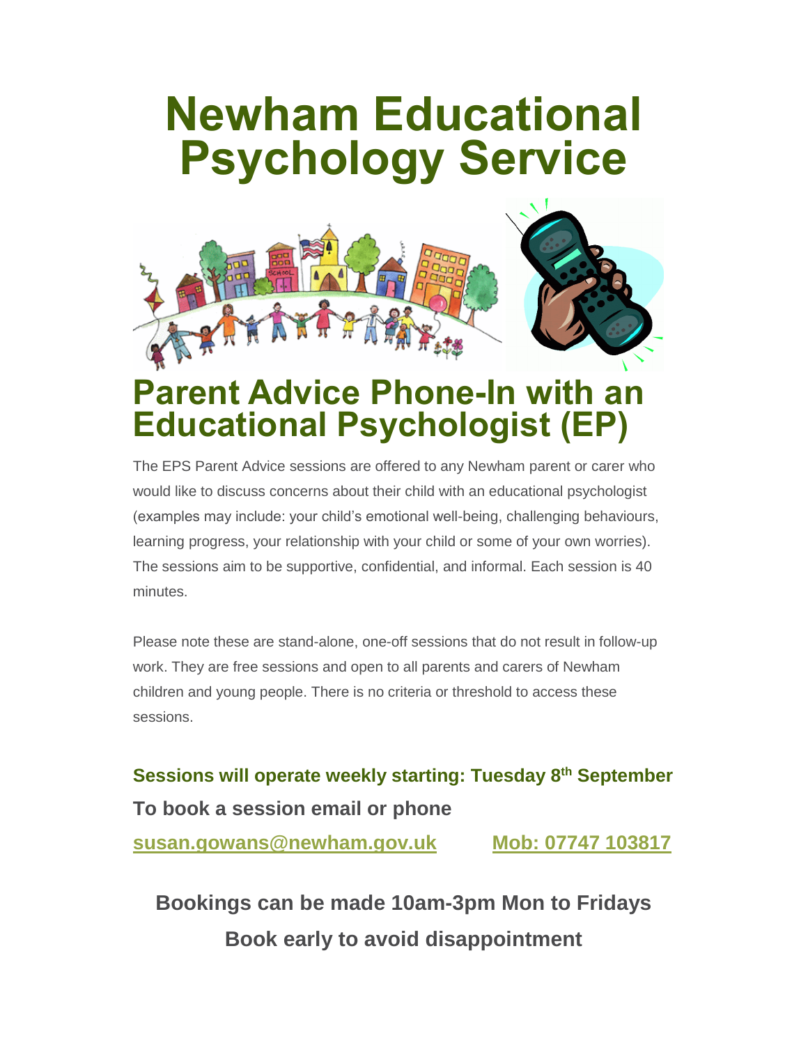# Newham Educational Psychology Service

## Parent Advice Phone-In with an Educational Psychologist (EP)

The EPS Parent Advice sessions are offered to any Newham parent or carer who would like to discuss concerns about their child with an educational psychologist (examples may include: your child's emotional well-being, challenging behaviours, learning progress, your relationship with your child or some of your own worries). The sessions aim to be supportive, confidential, and informal. Each session is 40 minutes.

Please note these are stand-alone, one-off sessions that do not result in follow-up work. They are free sessions and open to all parents and carers of Newham children and young people. There is no criteria or threshold to access these sessions.

**Sessions will operate weekly starting: Tuesday 8th September**

**To book a session email or phone**

**susan.gowans@newham.gov.uk** **Mob: 07747 103817**

**Bookings can be made 10am-3pm Mon to Fridays**

**Book early to avoid disappointment**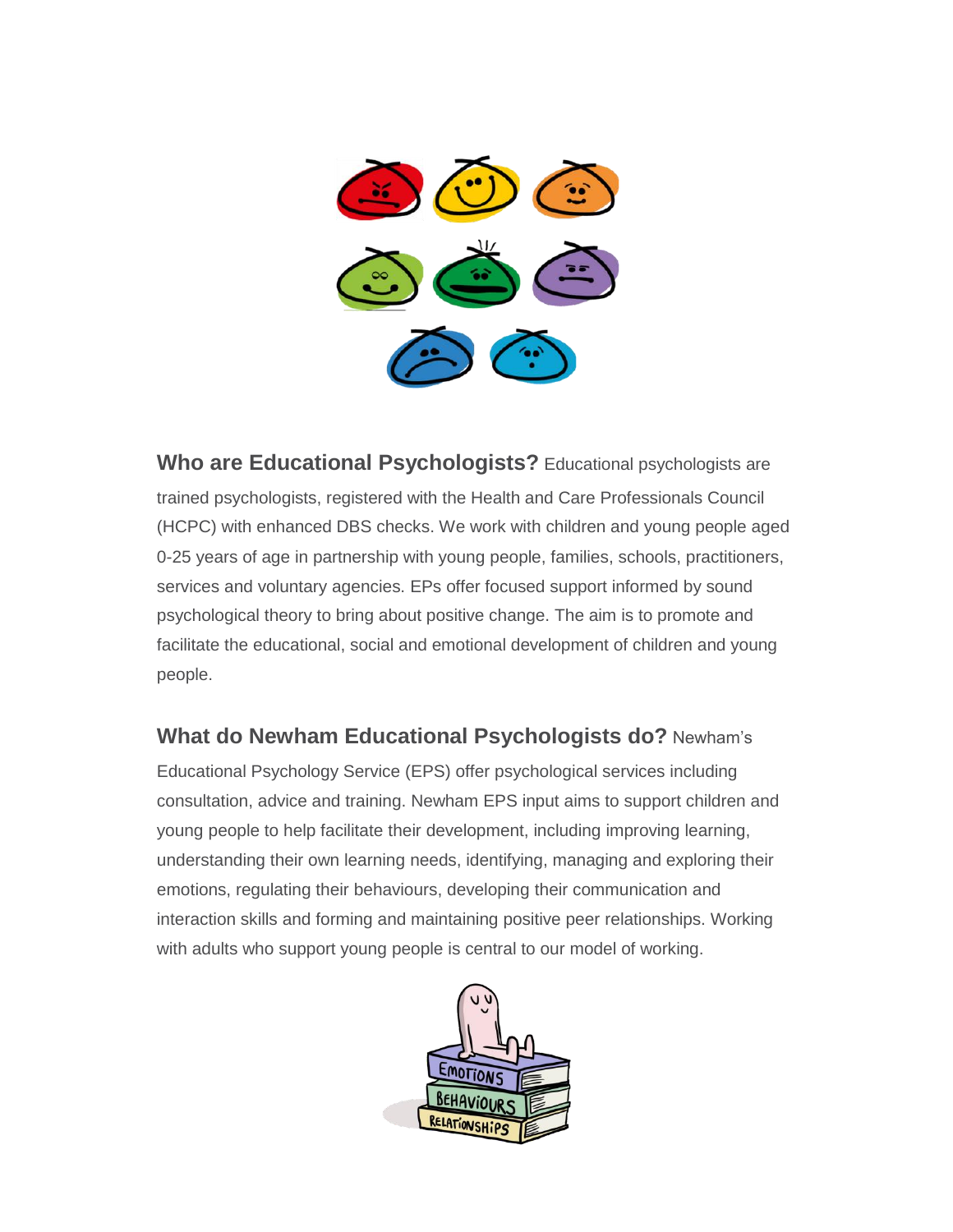**Who are Educational Psychologists?** Educational psychologists are trained psychologists, registered with the Health and Care Professionals Council (HCPC) with enhanced DBS checks. We work with children and young people aged 0-25 years of age in partnership with young people, families, schools, practitioners, services and voluntary agencies. EPs offer focused support informed by sound psychological theory to bring about positive change. The aim is to promote and facilitate the educational, social and emotional development of children and young people.

**What do Newham Educational Psychologists do?** Newham's Educational Psychology Service (EPS) offer psychological services including consultation, advice and training. Newham EPS input aims to support children and young people to help facilitate their development, including improving learning, understanding their own learning needs, identifying, managing and exploring their emotions, regulating their behaviours, developing their communication and interaction skills and forming and maintaining positive peer relationships. Working with adults who support young people is central to our model of working.